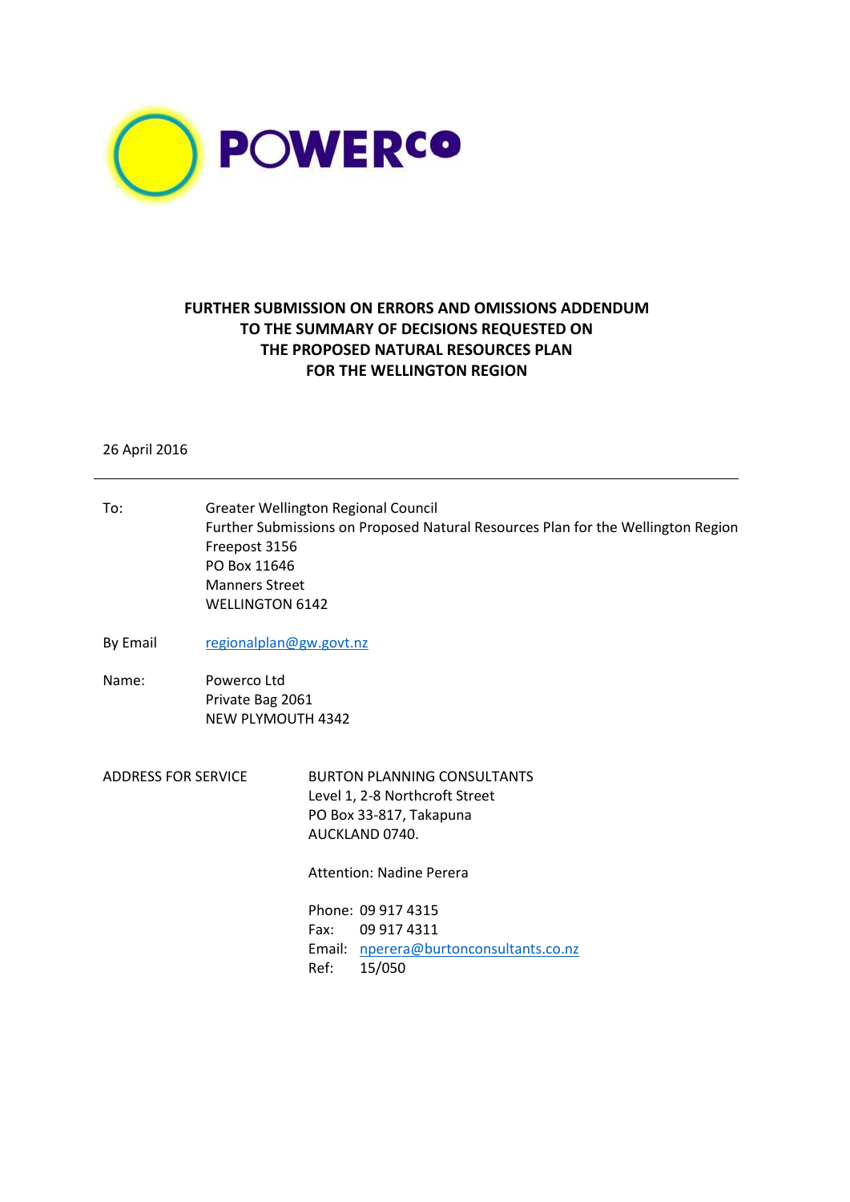POWERCO

# FURTHER SUBMISSION ON ERRORS AND OMISSIONS ADDENDUM TO THE SUMMARY OF DECISIONS REQUESTED ON THE PROPOSED NATURAL RESOURCES PLAN FOR THE WELLINGTON REGION

26 April 2016

---

To: Greater Wellington Regional Council
Further Submissions on Proposed Natural Resources Plan for the Wellington Region
Freepost 3156
PO Box 11646
Manners Street
WELLINGTON 6142

By Email regionalplan@gw.govt.nz

Name: Powerco Ltd
Private Bag 2061
NEW PLYMOUTH 4342

ADDRESS FOR SERVICE

BURTON PLANNING CONSULTANTS
Level 1, 2-8 Northcroft Street
PO Box 33-817, Takapuna
AUCKLAND 0740.

Attention: Nadine Perera

Phone: 09 917 4315
Fax: 09 917 4311
Email: nperera@burtonconsultants.co.nz
Ref: 15/050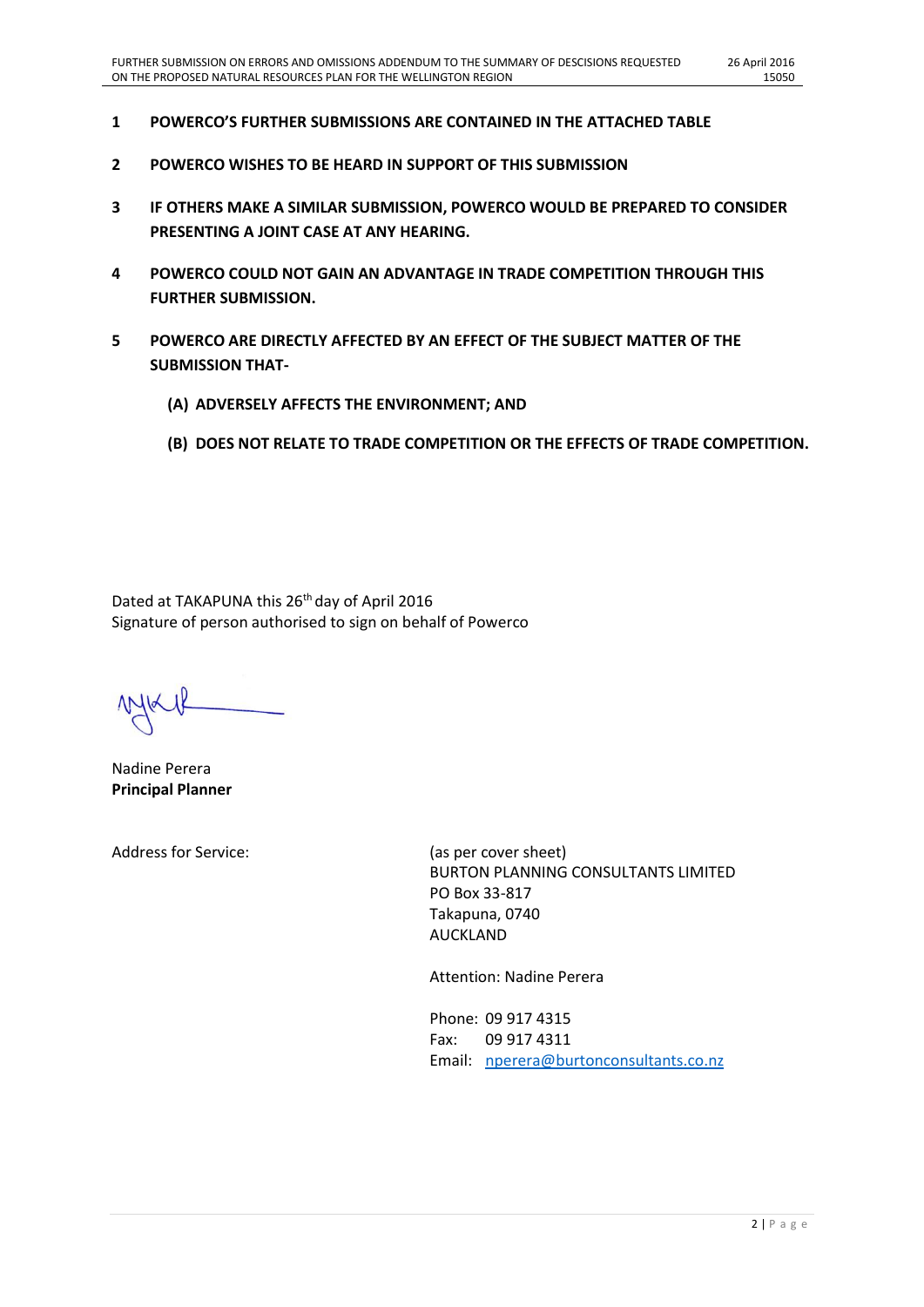1 **POWERCO'S FURTHER SUBMISSIONS ARE CONTAINED IN THE ATTACHED TABLE**

2 **POWERCO WISHES TO BE HEARD IN SUPPORT OF THIS SUBMISSION**

3 **IF OTHERS MAKE A SIMILAR SUBMISSION, POWERCO WOULD BE PREPARED TO CONSIDER PRESENTING A JOINT CASE AT ANY HEARING.**

4 **POWERCO COULD NOT GAIN AN ADVANTAGE IN TRADE COMPETITION THROUGH THIS FURTHER SUBMISSION.**

5 **POWERCO ARE DIRECTLY AFFECTED BY AN EFFECT OF THE SUBJECT MATTER OF THE SUBMISSION THAT-**

   **(A) ADVERSELY AFFECTS THE ENVIRONMENT; AND**

   **(B) DOES NOT RELATE TO TRADE COMPETITION OR THE EFFECTS OF TRADE COMPETITION.**

Dated at TAKAPUNA this 26th day of April 2016
Signature of person authorised to sign on behalf of Powerco

Nadine Perera
**Principal Planner**

Address for Service:

(as per cover sheet)
BURTON PLANNING CONSULTANTS LIMITED
PO Box 33-817
Takapuna, 0740
AUCKLAND

Attention: Nadine Perera

Phone: 09 917 4315
Fax: 09 917 4311
Email: nperera@burtonconsultants.co.nz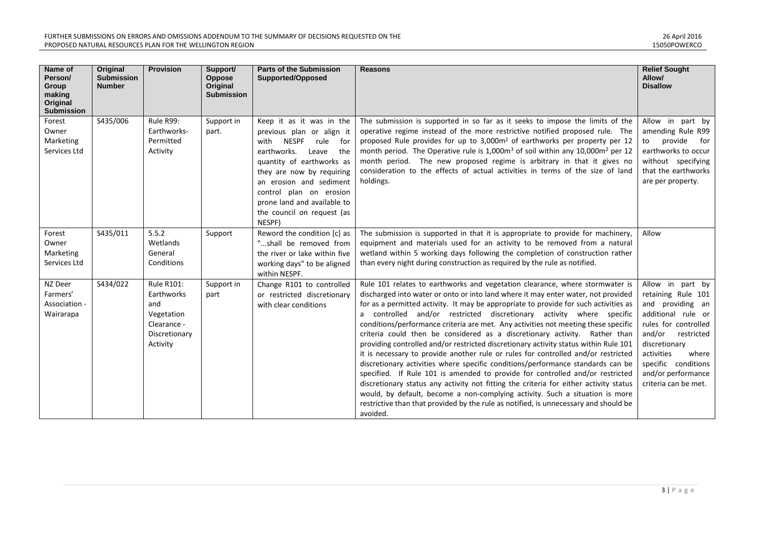| Name of Person/ Group making Original Submission | Original Submission Number | Provision | Support/ Oppose Original Submission | Parts of the Submission Supported/Opposed | Reasons | Relief Sought Allow/ Disallow |
|---|---|---|---|---|---|---|
| Forest Owner Marketing Services Ltd | S435/006 | Rule R99: Earthworks- Permitted Activity | Support in part. | Keep it as it was in the previous plan or align it with NESPF rule for earthworks. Leave the quantity of earthworks as they are now by requiring an erosion and sediment control plan on erosion prone land and available to the council on request (as NESPF) | The submission is supported in so far as it seeks to impose the limits of the operative regime instead of the more restrictive notified proposed rule. The proposed Rule provides for up to 3,000m² of earthworks per property per 12 month period. The Operative rule is 1,000m³ of soil within any 10,000m² per 12 month period. The new proposed regime is arbitrary in that it gives no consideration to the effects of actual activities in terms of the size of land holdings. | Allow in part by amending Rule R99 to provide for earthworks to occur without specifying that the earthworks are per property. |
| Forest Owner Marketing Services Ltd | S435/011 | 5.5.2 Wetlands General Conditions | Support | Reword the condition [c] as "...shall be removed from the river or lake within five working days" to be aligned within NESPF. | The submission is supported in that it is appropriate to provide for machinery, equipment and materials used for an activity to be removed from a natural wetland within 5 working days following the completion of construction rather than every night during construction as required by the rule as notified. | Allow |
| NZ Deer Farmers' Association - Wairarapa | S434/022 | Rule R101: Earthworks and Vegetation Clearance - Discretionary Activity | Support in part | Change R101 to controlled or restricted discretionary with clear conditions | Rule 101 relates to earthworks and vegetation clearance, where stormwater is discharged into water or onto or into land where it may enter water, not provided for as a permitted activity. It may be appropriate to provide for such activities as a controlled and/or restricted discretionary activity where specific conditions/performance criteria are met. Any activities not meeting these specific criteria could then be considered as a discretionary activity. Rather than providing controlled and/or restricted discretionary activity status within Rule 101 it is necessary to provide another rule or rules for controlled and/or restricted discretionary activities where specific conditions/performance standards can be specified. If Rule 101 is amended to provide for controlled and/or restricted discretionary status any activity not fitting the criteria for either activity status would, by default, become a non-complying activity. Such a situation is more restrictive than that provided by the rule as notified, is unnecessary and should be avoided. | Allow in part by retaining Rule 101 and providing an additional rule or rules for controlled and/or restricted discretionary activities where specific conditions and/or performance criteria can be met. |